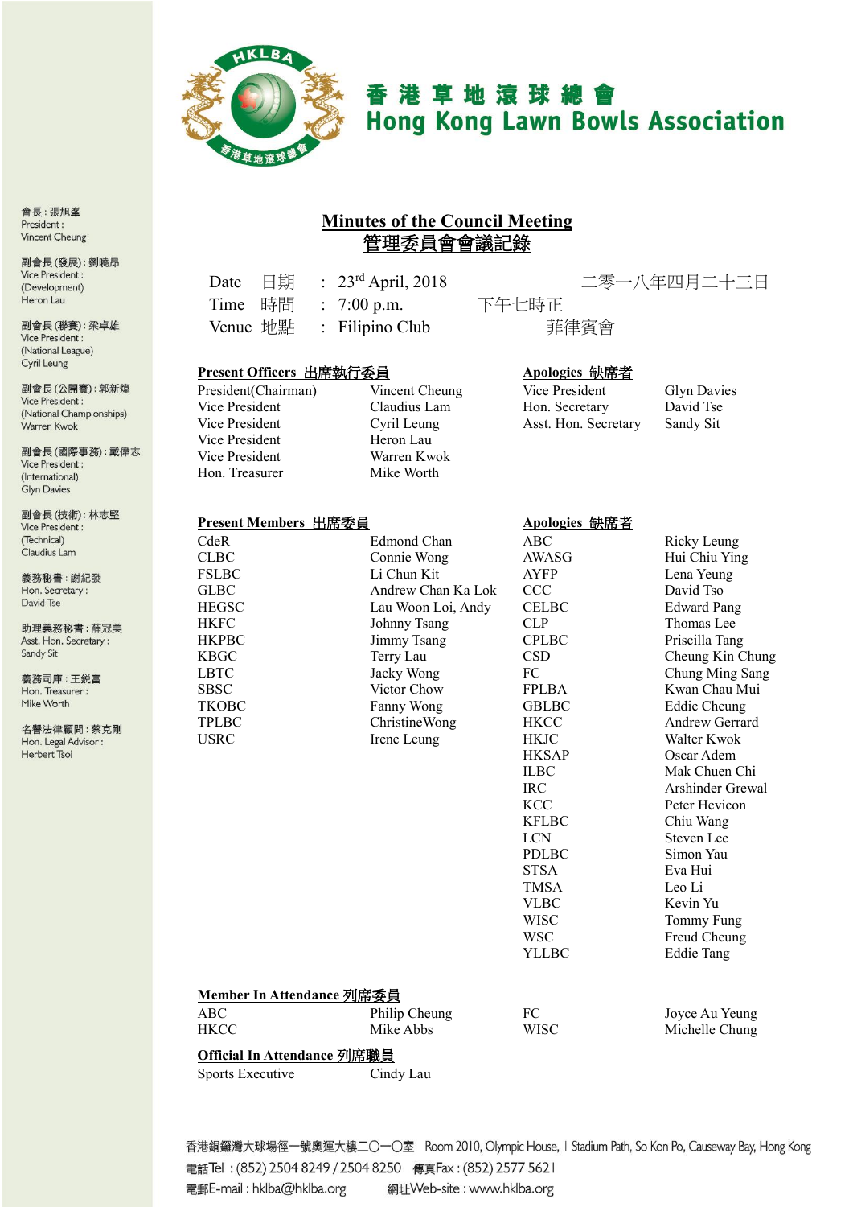香港草地滾球總會
Hong Kong Lawn Bowls Association

會長：張旭峯
President：
Vincent Cheung

副會長（發展）：劉曉昂
Vice President：
(Development)
Heron Lau

副會長（聯賽）：梁卓雄
Vice President：
(National League)
Cyril Leung

副會長（公開賽）：郭新煒
Vice President：
(National Championships)
Warren Kwok

副會長（國際事務）：戴偉志
Vice President：
(International)
Glyn Davies

副會長（技術）：林志堅
Vice President：
(Technical)
Claudius Lam

義務秘書：謝紀發
Hon. Secretary：
David Tse

助理義務秘書：薛冠美
Asst. Hon. Secretary：
Sandy Sit

義務司庫：王鋭富
Hon. Treasurer：
Mike Worth

名譽法律顧問：蔡克剛
Hon. Legal Advisor：
Herbert Tsoi

# Minutes of the Council Meeting
# 管理委員會會議記錄

Date 日期 : 23rd April, 2018 二零一八年四月二十三日
Time 時間 : 7:00 p.m. 下午七時正
Venue 地點 : Filipino Club 菲律賓會

**Present Officers 出席執行委員**

| | |
|---|---|
| President(Chairman) | Vincent Cheung |
| Vice President | Claudius Lam |
| Vice President | Cyril Leung |
| Vice President | Heron Lau |
| Vice President | Warren Kwok |
| Hon. Treasurer | Mike Worth |

**Apologies 缺席者**

| | |
|---|---|
| Vice President | Glyn Davies |
| Hon. Secretary | David Tse |
| Asst. Hon. Secretary | Sandy Sit |

**Present Members 出席委員**

| | |
|---|---|
| CdeR | Edmond Chan |
| CLBC | Connie Wong |
| FSLBC | Li Chun Kit |
| GLBC | Andrew Chan Ka Lok |
| HEGSC | Lau Woon Loi, Andy |
| HKFC | Johnny Tsang |
| HKPBC | Jimmy Tsang |
| KBGC | Terry Lau |
| LBTC | Jacky Wong |
| SBSC | Victor Chow |
| TKOBC | Fanny Wong |
| TPLBC | ChristineWong |
| USRC | Irene Leung |

**Apologies 缺席者**

| | |
|---|---|
| ABC | Ricky Leung |
| AWASG | Hui Chiu Ying |
| AYFP | Lena Yeung |
| CCC | David Tso |
| CELBC | Edward Pang |
| CLP | Thomas Lee |
| CPLBC | Priscilla Tang |
| CSD | Cheung Kin Chung |
| FC | Chung Ming Sang |
| FPLBA | Kwan Chau Mui |
| GBLBC | Eddie Cheung |
| HKCC | Andrew Gerrard |
| HKJC | Walter Kwok |
| HKSAP | Oscar Adem |
| ILBC | Mak Chuen Chi |
| IRC | Arshinder Grewal |
| KCC | Peter Hevicon |
| KFLBC | Chiu Wang |
| LCN | Steven Lee |
| PDLBC | Simon Yau |
| STSA | Eva Hui |
| TMSA | Leo Li |
| VLBC | Kevin Yu |
| WISC | Tommy Fung |
| WSC | Freud Cheung |
| YLLBC | Eddie Tang |

**Member In Attendance 列席委員**

| | |
|---|---|
| ABC | Philip Cheung |
| HKCC | Mike Abbs |
| FC | Joyce Au Yeung |
| WISC | Michelle Chung |

**Official In Attendance 列席職員**

| | |
|---|---|
| Sports Executive | Cindy Lau |

香港銅鑼灣大球場徑一號奧運大樓二〇一〇室 Room 2010, Olympic House, 1 Stadium Path, So Kon Po, Causeway Bay, Hong Kong
電話Tel：(852) 2504 8249 / 2504 8250 傳真Fax：(852) 2577 5621
電郵E-mail：hklba@hklba.org 網址Web-site：www.hklba.org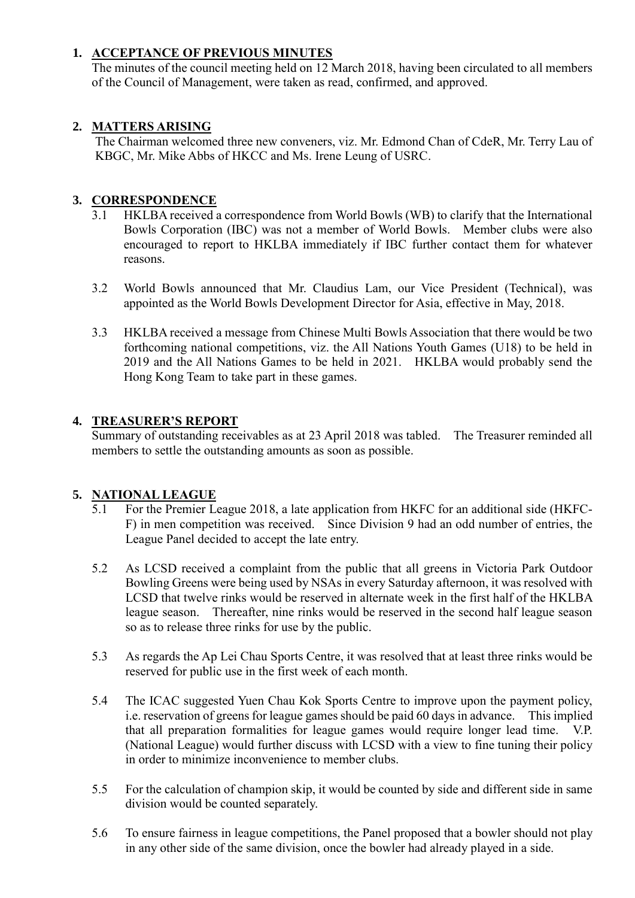1. **ACCEPTANCE OF PREVIOUS MINUTES**

   The minutes of the council meeting held on 12 March 2018, having been circulated to all members of the Council of Management, were taken as read, confirmed, and approved.

2. **MATTERS ARISING**

   The Chairman welcomed three new conveners, viz. Mr. Edmond Chan of CdeR, Mr. Terry Lau of KBGC, Mr. Mike Abbs of HKCC and Ms. Irene Leung of USRC.

3. **CORRESPONDENCE**

   3.1 HKLBA received a correspondence from World Bowls (WB) to clarify that the International Bowls Corporation (IBC) was not a member of World Bowls. Member clubs were also encouraged to report to HKLBA immediately if IBC further contact them for whatever reasons.

   3.2 World Bowls announced that Mr. Claudius Lam, our Vice President (Technical), was appointed as the World Bowls Development Director for Asia, effective in May, 2018.

   3.3 HKLBA received a message from Chinese Multi Bowls Association that there would be two forthcoming national competitions, viz. the All Nations Youth Games (U18) to be held in 2019 and the All Nations Games to be held in 2021. HKLBA would probably send the Hong Kong Team to take part in these games.

4. **TREASURER'S REPORT**

   Summary of outstanding receivables as at 23 April 2018 was tabled. The Treasurer reminded all members to settle the outstanding amounts as soon as possible.

5. **NATIONAL LEAGUE**

   5.1 For the Premier League 2018, a late application from HKFC for an additional side (HKFC-F) in men competition was received. Since Division 9 had an odd number of entries, the League Panel decided to accept the late entry.

   5.2 As LCSD received a complaint from the public that all greens in Victoria Park Outdoor Bowling Greens were being used by NSAs in every Saturday afternoon, it was resolved with LCSD that twelve rinks would be reserved in alternate week in the first half of the HKLBA league season. Thereafter, nine rinks would be reserved in the second half league season so as to release three rinks for use by the public.

   5.3 As regards the Ap Lei Chau Sports Centre, it was resolved that at least three rinks would be reserved for public use in the first week of each month.

   5.4 The ICAC suggested Yuen Chau Kok Sports Centre to improve upon the payment policy, i.e. reservation of greens for league games should be paid 60 days in advance. This implied that all preparation formalities for league games would require longer lead time. V.P. (National League) would further discuss with LCSD with a view to fine tuning their policy in order to minimize inconvenience to member clubs.

   5.5 For the calculation of champion skip, it would be counted by side and different side in same division would be counted separately.

   5.6 To ensure fairness in league competitions, the Panel proposed that a bowler should not play in any other side of the same division, once the bowler had already played in a side.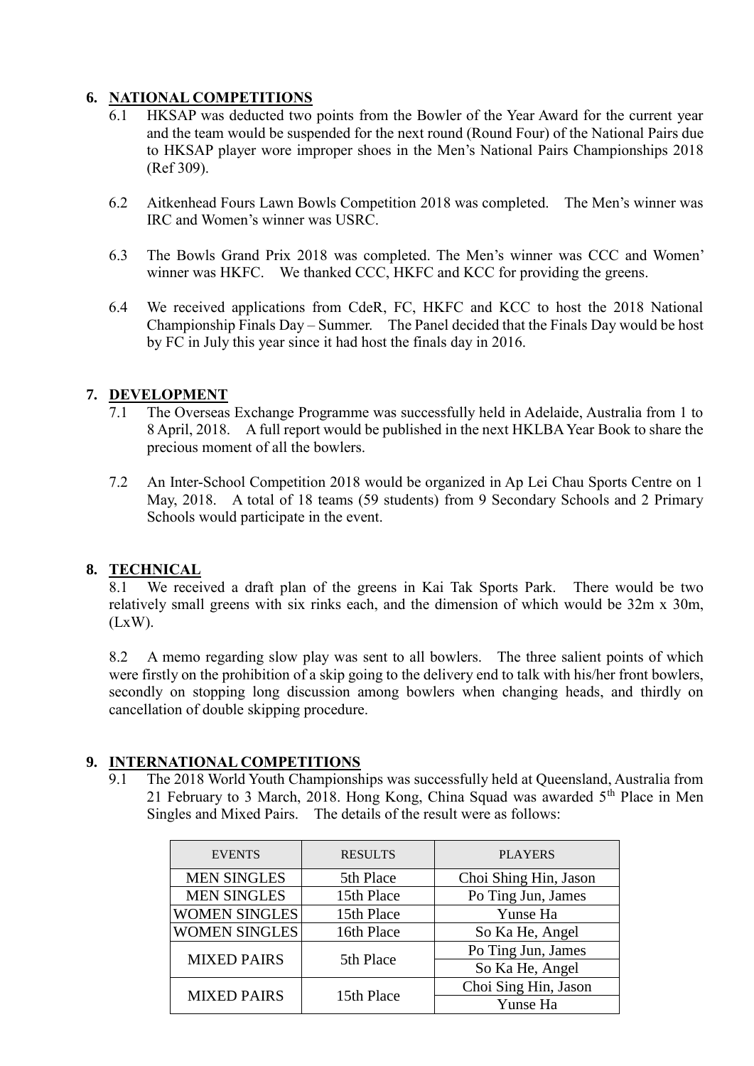## 6. NATIONAL COMPETITIONS

6.1 HKSAP was deducted two points from the Bowler of the Year Award for the current year and the team would be suspended for the next round (Round Four) of the National Pairs due to HKSAP player wore improper shoes in the Men's National Pairs Championships 2018 (Ref 309).

6.2 Aitkenhead Fours Lawn Bowls Competition 2018 was completed. The Men's winner was IRC and Women's winner was USRC.

6.3 The Bowls Grand Prix 2018 was completed. The Men's winner was CCC and Women' winner was HKFC. We thanked CCC, HKFC and KCC for providing the greens.

6.4 We received applications from CdeR, FC, HKFC and KCC to host the 2018 National Championship Finals Day – Summer. The Panel decided that the Finals Day would be host by FC in July this year since it had host the finals day in 2016.

## 7. DEVELOPMENT

7.1 The Overseas Exchange Programme was successfully held in Adelaide, Australia from 1 to 8 April, 2018. A full report would be published in the next HKLBA Year Book to share the precious moment of all the bowlers.

7.2 An Inter-School Competition 2018 would be organized in Ap Lei Chau Sports Centre on 1 May, 2018. A total of 18 teams (59 students) from 9 Secondary Schools and 2 Primary Schools would participate in the event.

## 8. TECHNICAL

8.1 We received a draft plan of the greens in Kai Tak Sports Park. There would be two relatively small greens with six rinks each, and the dimension of which would be 32m x 30m, (LxW).

8.2 A memo regarding slow play was sent to all bowlers. The three salient points of which were firstly on the prohibition of a skip going to the delivery end to talk with his/her front bowlers, secondly on stopping long discussion among bowlers when changing heads, and thirdly on cancellation of double skipping procedure.

## 9. INTERNATIONAL COMPETITIONS

9.1 The 2018 World Youth Championships was successfully held at Queensland, Australia from 21 February to 3 March, 2018. Hong Kong, China Squad was awarded 5th Place in Men Singles and Mixed Pairs. The details of the result were as follows:

| EVENTS | RESULTS | PLAYERS |
|---|---|---|
| MEN SINGLES | 5th Place | Choi Shing Hin, Jason |
| MEN SINGLES | 15th Place | Po Ting Jun, James |
| WOMEN SINGLES | 15th Place | Yunse Ha |
| WOMEN SINGLES | 16th Place | So Ka He, Angel |
| MIXED PAIRS | 5th Place | Po Ting Jun, James |
| | | So Ka He, Angel |
| MIXED PAIRS | 15th Place | Choi Sing Hin, Jason |
| | | Yunse Ha |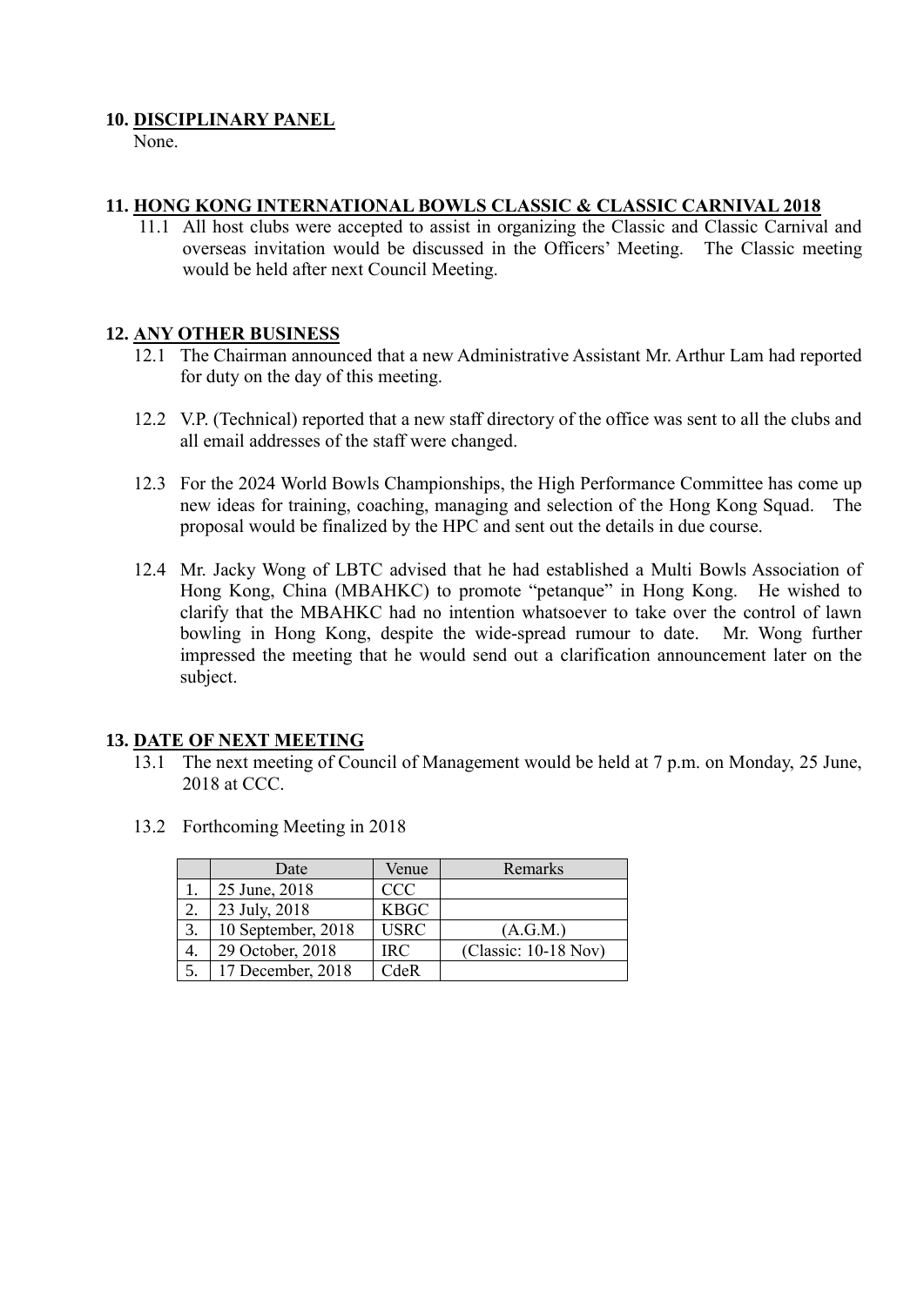## 10. DISCIPLINARY PANEL

None.

## 11. HONG KONG INTERNATIONAL BOWLS CLASSIC & CLASSIC CARNIVAL 2018

11.1 All host clubs were accepted to assist in organizing the Classic and Classic Carnival and overseas invitation would be discussed in the Officers' Meeting. The Classic meeting would be held after next Council Meeting.

## 12. ANY OTHER BUSINESS

12.1 The Chairman announced that a new Administrative Assistant Mr. Arthur Lam had reported for duty on the day of this meeting.

12.2 V.P. (Technical) reported that a new staff directory of the office was sent to all the clubs and all email addresses of the staff were changed.

12.3 For the 2024 World Bowls Championships, the High Performance Committee has come up new ideas for training, coaching, managing and selection of the Hong Kong Squad. The proposal would be finalized by the HPC and sent out the details in due course.

12.4 Mr. Jacky Wong of LBTC advised that he had established a Multi Bowls Association of Hong Kong, China (MBAHKC) to promote "petanque" in Hong Kong. He wished to clarify that the MBAHKC had no intention whatsoever to take over the control of lawn bowling in Hong Kong, despite the wide-spread rumour to date. Mr. Wong further impressed the meeting that he would send out a clarification announcement later on the subject.

## 13. DATE OF NEXT MEETING

13.1 The next meeting of Council of Management would be held at 7 p.m. on Monday, 25 June, 2018 at CCC.

13.2 Forthcoming Meeting in 2018

| | Date | Venue | Remarks |
|---|---|---|---|
| 1. | 25 June, 2018 | CCC | |
| 2. | 23 July, 2018 | KBGC | |
| 3. | 10 September, 2018 | USRC | (A.G.M.) |
| 4. | 29 October, 2018 | IRC | (Classic: 10-18 Nov) |
| 5. | 17 December, 2018 | CdeR | |